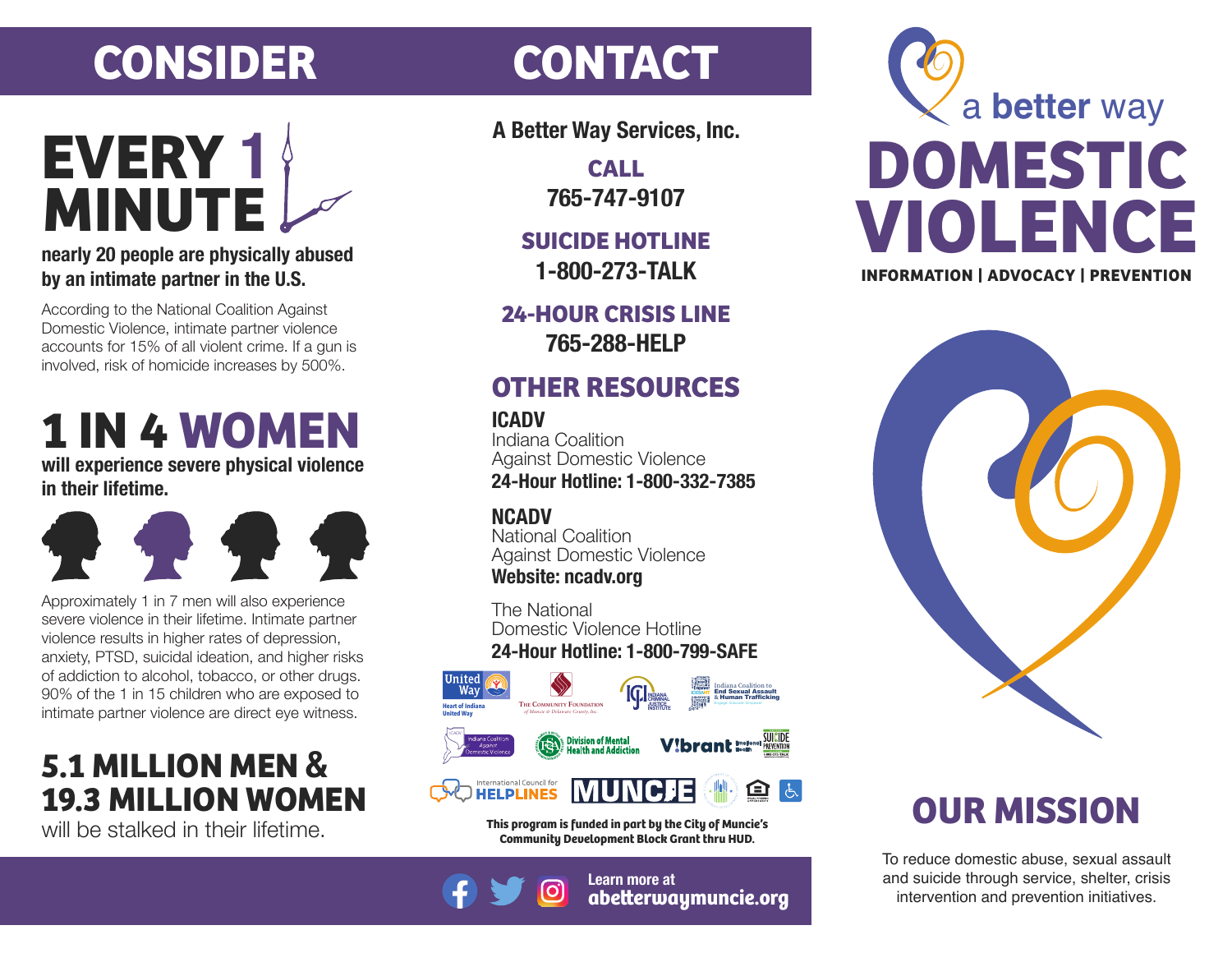# CONSIDER

## EVERY 1 MINUTE

**nearly 20 people are physically abused by an intimate partner in the U.S.**

According to the National Coalition Against Domestic Violence, intimate partner violence accounts for 15% of all violent crime. If a gun is involved, risk of homicide increases by 500%.

## 1 IN 4 WOMEN

**will experience severe physical violence in their lifetime.**

Approximately 1 in 7 men will also experience severe violence in their lifetime. Intimate partner violence results in higher rates of depression, anxiety, PTSD, suicidal ideation, and higher risks of addiction to alcohol, tobacco, or other drugs. 90% of the 1 in 15 children who are exposed to intimate partner violence are direct eye witness.

## 5.1 MILLION MEN & 19.3 MILLION WOMEN

will be stalked in their lifetime.

# CONTACT

**A Better Way Services, Inc.**

**CALL**
**765-747-9107**

**SUICIDE HOTLINE**
**1-800-273-TALK**

**24-HOUR CRISIS LINE**
**765-288-HELP**

## OTHER RESOURCES

**ICADV**
Indiana Coalition Against Domestic Violence
**24-Hour Hotline: 1-800-332-7385**

**NCADV**
National Coalition Against Domestic Violence
**Website: ncadv.org**

The National Domestic Violence Hotline
**24-Hour Hotline: 1-800-799-SAFE**

**This program is funded in part by the City of Muncie's Community Development Block Grant thru HUD.**

**Learn more at abetterwaymuncie.org**

# a better way

# DOMESTIC VIOLENCE

**INFORMATION | ADVOCACY | PREVENTION**

## OUR MISSION

To reduce domestic abuse, sexual assault and suicide through service, shelter, crisis intervention and prevention initiatives.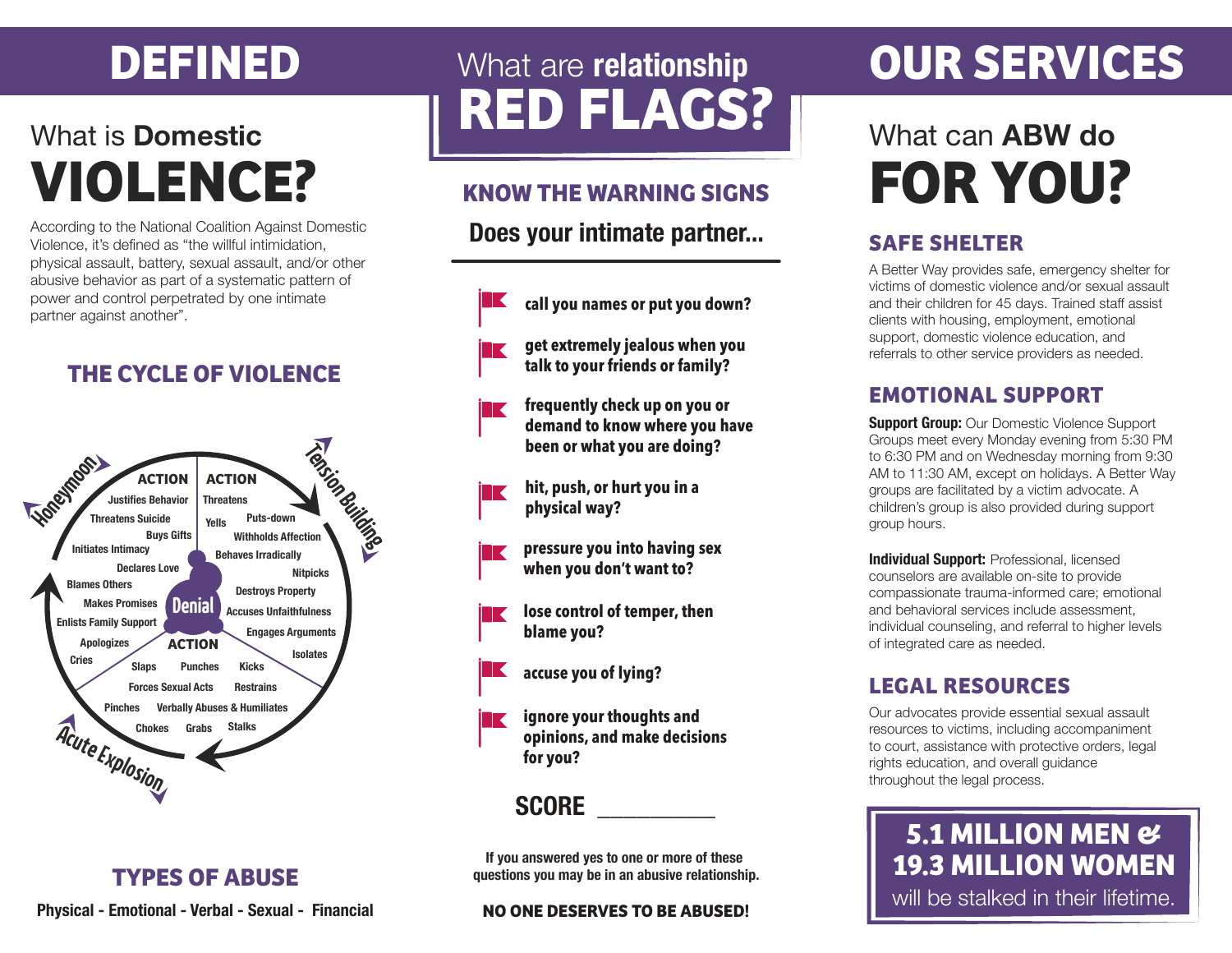# DEFINED

## What is **Domestic** VIOLENCE?

According to the National Coalition Against Domestic Violence, it's defined as "the willful intimidation, physical assault, battery, sexual assault, and/or other abusive behavior as part of a systematic pattern of power and control perpetrated by one intimate partner against another".

### THE CYCLE OF VIOLENCE

Honeymoon

ACTION

Justifies Behavior
Threatens Suicide
Buys Gifts
Initiates Intimacy
Declares Love
Blames Others
Makes Promises
Enlists Family Support
Apologizes
Cries

Tension Building

ACTION

Threatens
Yells
Puts-down
Withholds Affection
Behaves Irradically
Nitpicks
Destroys Property
Accuses Unfaithfulness
Engages Arguments
Isolates

Denial

Acute Explosion

ACTION

Slaps
Punches
Kicks
Forces Sexual Acts
Restrains
Pinches
Verbally Abuses & Humiliates
Chokes
Grabs
Stalks

### TYPES OF ABUSE

Physical - Emotional - Verbal - Sexual - Financial

# What are **relationship** RED FLAGS?

### KNOW THE WARNING SIGNS

**Does your intimate partner...**

- call you names or put you down?
- get extremely jealous when you talk to your friends or family?
- frequently check up on you or demand to know where you have been or what you are doing?
- hit, push, or hurt you in a physical way?
- pressure you into having sex when you don't want to?
- lose control of temper, then blame you?
- accuse you of lying?
- ignore your thoughts and opinions, and make decisions for you?

**SCORE** __________

**If you answered yes to one or more of these questions you may be in an abusive relationship.**

**NO ONE DESERVES TO BE ABUSED!**

# OUR SERVICES

## What can **ABW do** FOR YOU?

### SAFE SHELTER

A Better Way provides safe, emergency shelter for victims of domestic violence and/or sexual assault and their children for 45 days. Trained staff assist clients with housing, employment, emotional support, domestic violence education, and referrals to other service providers as needed.

### EMOTIONAL SUPPORT

**Support Group:** Our Domestic Violence Support Groups meet every Monday evening from 5:30 PM to 6:30 PM and on Wednesday morning from 9:30 AM to 11:30 AM, except on holidays. A Better Way groups are facilitated by a victim advocate. A children's group is also provided during support group hours.

**Individual Support:** Professional, licensed counselors are available on-site to provide compassionate trauma-informed care; emotional and behavioral services include assessment, individual counseling, and referral to higher levels of integrated care as needed.

### LEGAL RESOURCES

Our advocates provide essential sexual assault resources to victims, including accompaniment to court, assistance with protective orders, legal rights education, and overall guidance throughout the legal process.

**5.1 MILLION MEN & 19.3 MILLION WOMEN** will be stalked in their lifetime.